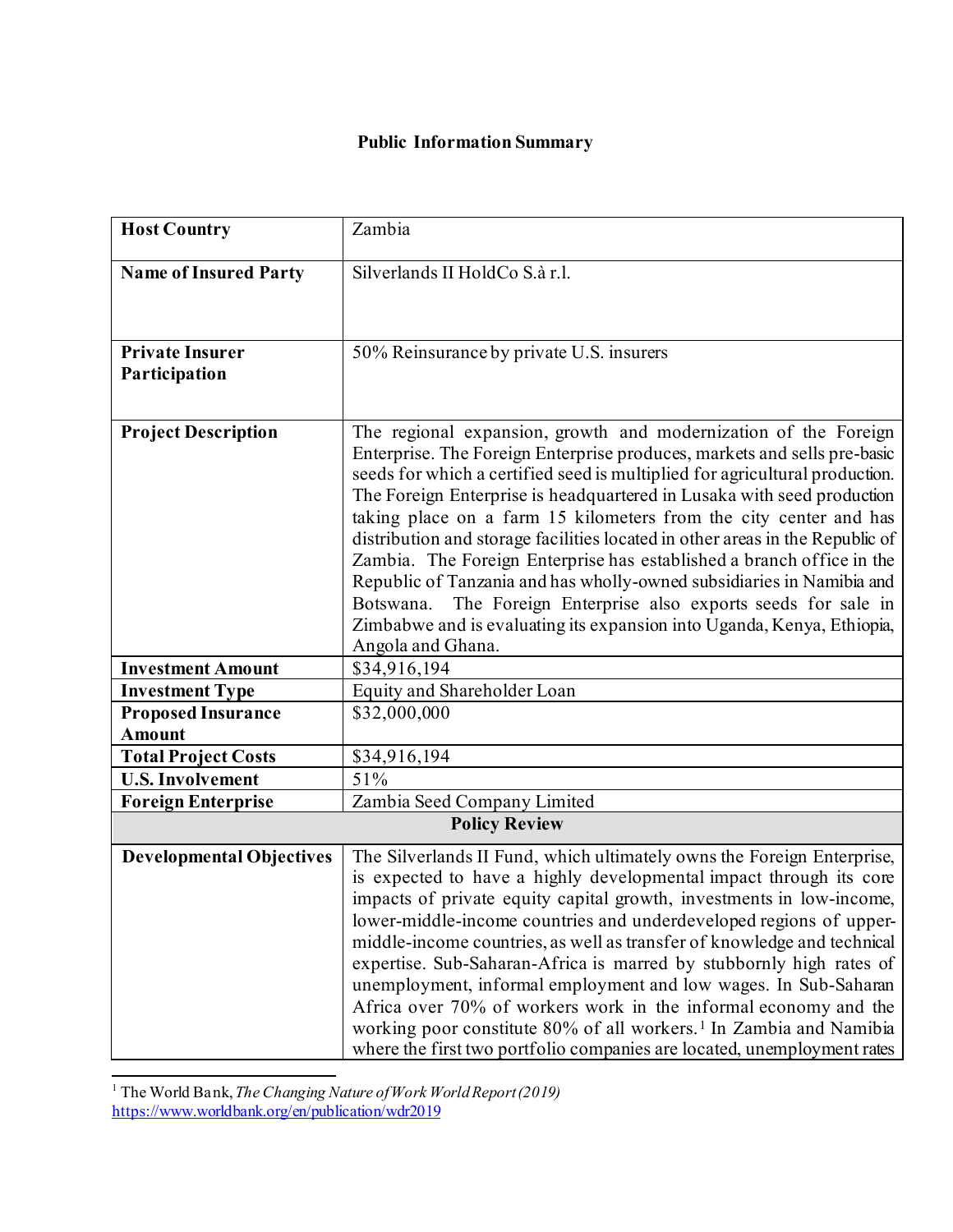# Public Information Summary

| | |
|---|---|
| **Host Country** | Zambia |
| **Name of Insured Party** | Silverlands II HoldCo S.à r.l. |
| **Private Insurer Participation** | 50% Reinsurance by private U.S. insurers |
| **Project Description** | The regional expansion, growth and modernization of the Foreign Enterprise. The Foreign Enterprise produces, markets and sells pre-basic seeds for which a certified seed is multiplied for agricultural production. The Foreign Enterprise is headquartered in Lusaka with seed production taking place on a farm 15 kilometers from the city center and has distribution and storage facilities located in other areas in the Republic of Zambia. The Foreign Enterprise has established a branch office in the Republic of Tanzania and has wholly-owned subsidiaries in Namibia and Botswana. The Foreign Enterprise also exports seeds for sale in Zimbabwe and is evaluating its expansion into Uganda, Kenya, Ethiopia, Angola and Ghana. |
| **Investment Amount** | $34,916,194 |
| **Investment Type** | Equity and Shareholder Loan |
| **Proposed Insurance Amount** | $32,000,000 |
| **Total Project Costs** | $34,916,194 |
| **U.S. Involvement** | 51% |
| **Foreign Enterprise** | Zambia Seed Company Limited |
| **Policy Review** | |
| **Developmental Objectives** | The Silverlands II Fund, which ultimately owns the Foreign Enterprise, is expected to have a highly developmental impact through its core impacts of private equity capital growth, investments in low-income, lower-middle-income countries and underdeveloped regions of upper-middle-income countries, as well as transfer of knowledge and technical expertise. Sub-Saharan-Africa is marred by stubbornly high rates of unemployment, informal employment and low wages. In Sub-Saharan Africa over 70% of workers work in the informal economy and the working poor constitute 80% of all workers.[1] In Zambia and Namibia where the first two portfolio companies are located, unemployment rates |

[1] The World Bank, *The Changing Nature of Work World Report (2019)* https://www.worldbank.org/en/publication/wdr2019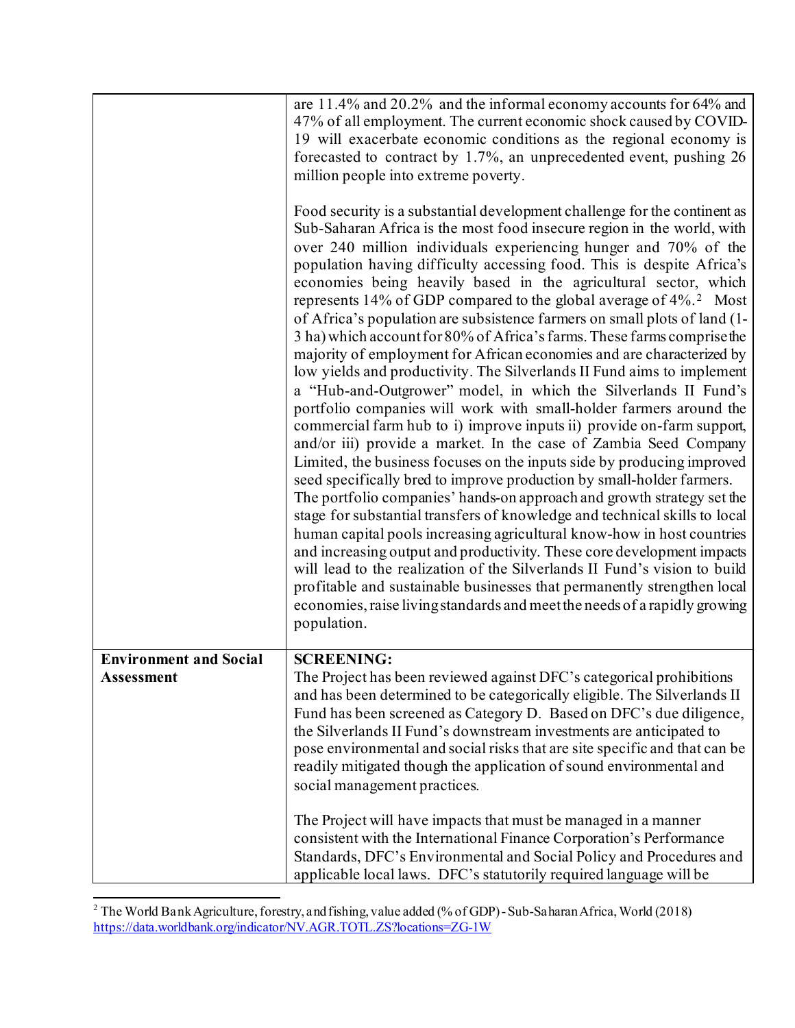| | |
|---|---|
| | are 11.4% and 20.2% and the informal economy accounts for 64% and 47% of all employment. The current economic shock caused by COVID-19 will exacerbate economic conditions as the regional economy is forecasted to contract by 1.7%, an unprecedented event, pushing 26 million people into extreme poverty.<br><br>Food security is a substantial development challenge for the continent as Sub-Saharan Africa is the most food insecure region in the world, with over 240 million individuals experiencing hunger and 70% of the population having difficulty accessing food. This is despite Africa's economies being heavily based in the agricultural sector, which represents 14% of GDP compared to the global average of 4%.[2] Most of Africa's population are subsistence farmers on small plots of land (1-3 ha) which account for 80% of Africa's farms. These farms comprise the majority of employment for African economies and are characterized by low yields and productivity. The Silverlands II Fund aims to implement a "Hub-and-Outgrower" model, in which the Silverlands II Fund's portfolio companies will work with small-holder farmers around the commercial farm hub to i) improve inputs ii) provide on-farm support, and/or iii) provide a market. In the case of Zambia Seed Company Limited, the business focuses on the inputs side by producing improved seed specifically bred to improve production by small-holder farmers. The portfolio companies' hands-on approach and growth strategy set the stage for substantial transfers of knowledge and technical skills to local human capital pools increasing agricultural know-how in host countries and increasing output and productivity. These core development impacts will lead to the realization of the Silverlands II Fund's vision to build profitable and sustainable businesses that permanently strengthen local economies, raise living standards and meet the needs of a rapidly growing population. |
| **Environment and Social Assessment** | **SCREENING:**<br>The Project has been reviewed against DFC's categorical prohibitions and has been determined to be categorically eligible. The Silverlands II Fund has been screened as Category D. Based on DFC's due diligence, the Silverlands II Fund's downstream investments are anticipated to pose environmental and social risks that are site specific and that can be readily mitigated though the application of sound environmental and social management practices.<br><br>The Project will have impacts that must be managed in a manner consistent with the International Finance Corporation's Performance Standards, DFC's Environmental and Social Policy and Procedures and applicable local laws. DFC's statutorily required language will be |

[2] The World Bank Agriculture, forestry, and fishing, value added (% of GDP) - Sub-Saharan Africa, World (2018) https://data.worldbank.org/indicator/NV.AGR.TOTL.ZS?locations=ZG-1W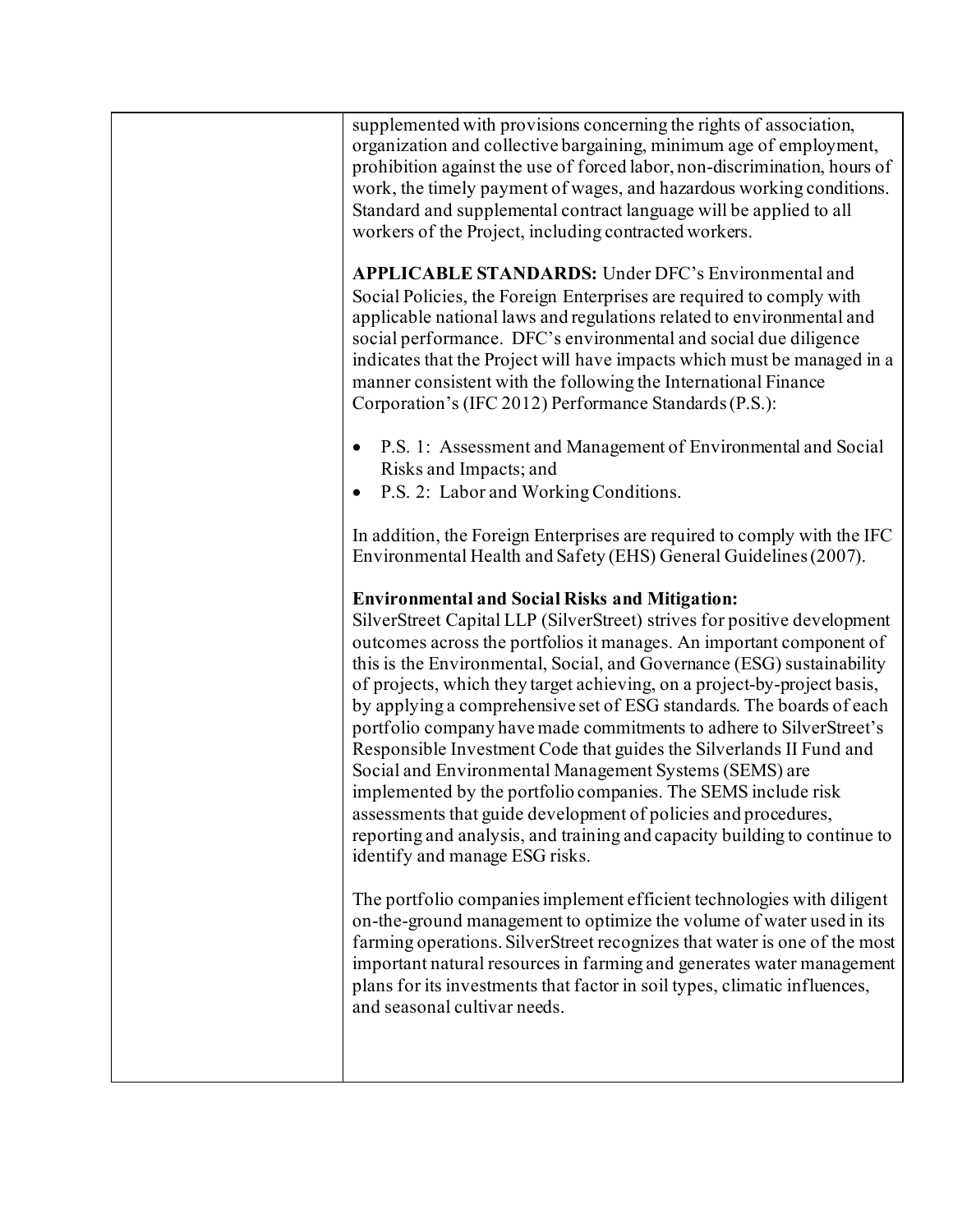| | |
|---|---|
| | supplemented with provisions concerning the rights of association, organization and collective bargaining, minimum age of employment, prohibition against the use of forced labor, non-discrimination, hours of work, the timely payment of wages, and hazardous working conditions. Standard and supplemental contract language will be applied to all workers of the Project, including contracted workers.<br><br>**APPLICABLE STANDARDS:** Under DFC's Environmental and Social Policies, the Foreign Enterprises are required to comply with applicable national laws and regulations related to environmental and social performance. DFC's environmental and social due diligence indicates that the Project will have impacts which must be managed in a manner consistent with the following the International Finance Corporation's (IFC 2012) Performance Standards (P.S.):<br><br>• P.S. 1: Assessment and Management of Environmental and Social Risks and Impacts; and<br>• P.S. 2: Labor and Working Conditions.<br><br>In addition, the Foreign Enterprises are required to comply with the IFC Environmental Health and Safety (EHS) General Guidelines (2007).<br><br>**Environmental and Social Risks and Mitigation:**<br>SilverStreet Capital LLP (SilverStreet) strives for positive development outcomes across the portfolios it manages. An important component of this is the Environmental, Social, and Governance (ESG) sustainability of projects, which they target achieving, on a project-by-project basis, by applying a comprehensive set of ESG standards. The boards of each portfolio company have made commitments to adhere to SilverStreet's Responsible Investment Code that guides the Silverlands II Fund and Social and Environmental Management Systems (SEMS) are implemented by the portfolio companies. The SEMS include risk assessments that guide development of policies and procedures, reporting and analysis, and training and capacity building to continue to identify and manage ESG risks.<br><br>The portfolio companies implement efficient technologies with diligent on-the-ground management to optimize the volume of water used in its farming operations. SilverStreet recognizes that water is one of the most important natural resources in farming and generates water management plans for its investments that factor in soil types, climatic influences, and seasonal cultivar needs. |